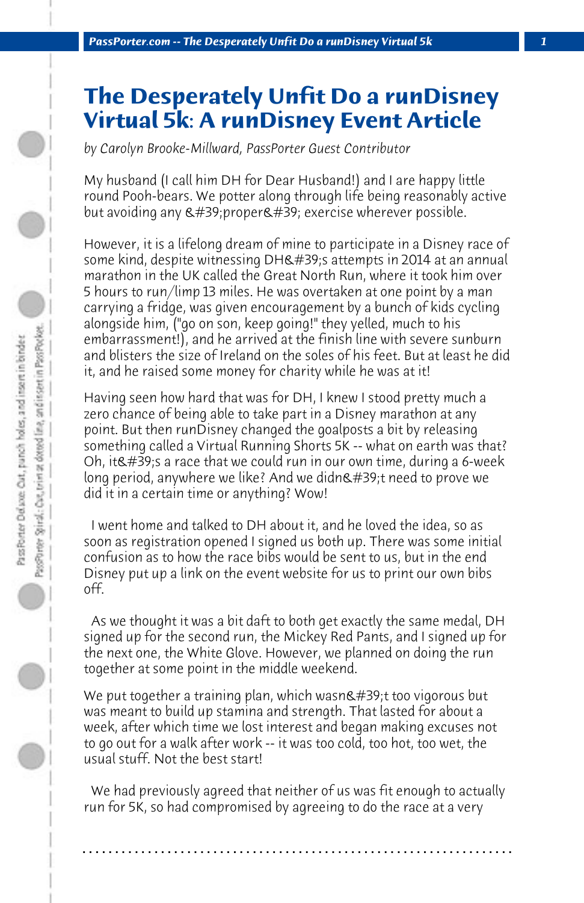# The Desperately Unfit Do a runDisney Virtual 5k: A runDisney Event Article

*by Carolyn Brooke-Millward, PassPorter Guest Contributor*

My husband (I call him DH for Dear Husband!) and I are happy little round Pooh-bears. We potter along through life being reasonably active but avoiding any &#39;proper&#39; exercise wherever possible.

However, it is a lifelong dream of mine to participate in a Disney race of some kind, despite witnessing DH&#39;s attempts in 2014 at an annual marathon in the UK called the Great North Run, where it took him over 5 hours to run/limp 13 miles. He was overtaken at one point by a man carrying a fridge, was given encouragement by a bunch of kids cycling alongside him, ("go on son, keep going!" they yelled, much to his embarrassment!), and he arrived at the finish line with severe sunburn and blisters the size of Ireland on the soles of his feet. But at least he did it, and he raised some money for charity while he was at it!

Having seen how hard that was for DH, I knew I stood pretty much a zero chance of being able to take part in a Disney marathon at any point. But then runDisney changed the goalposts a bit by releasing something called a Virtual Running Shorts 5K -- what on earth was that? Oh, it&#39;s a race that we could run in our own time, during a 6-week long period, anywhere we like? And we didn&#39;t need to prove we did it in a certain time or anything? Wow!

I went home and talked to DH about it, and he loved the idea, so as soon as registration opened I signed us both up. There was some initial confusion as to how the race bibs would be sent to us, but in the end Disney put up a link on the event website for us to print our own bibs off.

As we thought it was a bit daft to both get exactly the same medal, DH signed up for the second run, the Mickey Red Pants, and I signed up for the next one, the White Glove. However, we planned on doing the run together at some point in the middle weekend.

We put together a training plan, which wasn&#39;t too vigorous but was meant to build up stamina and strength. That lasted for about a week, after which time we lost interest and began making excuses not to go out for a walk after work -- it was too cold, too hot, too wet, the usual stuff. Not the best start!

We had previously agreed that neither of us was fit enough to actually run for 5K, so had compromised by agreeing to do the race at a very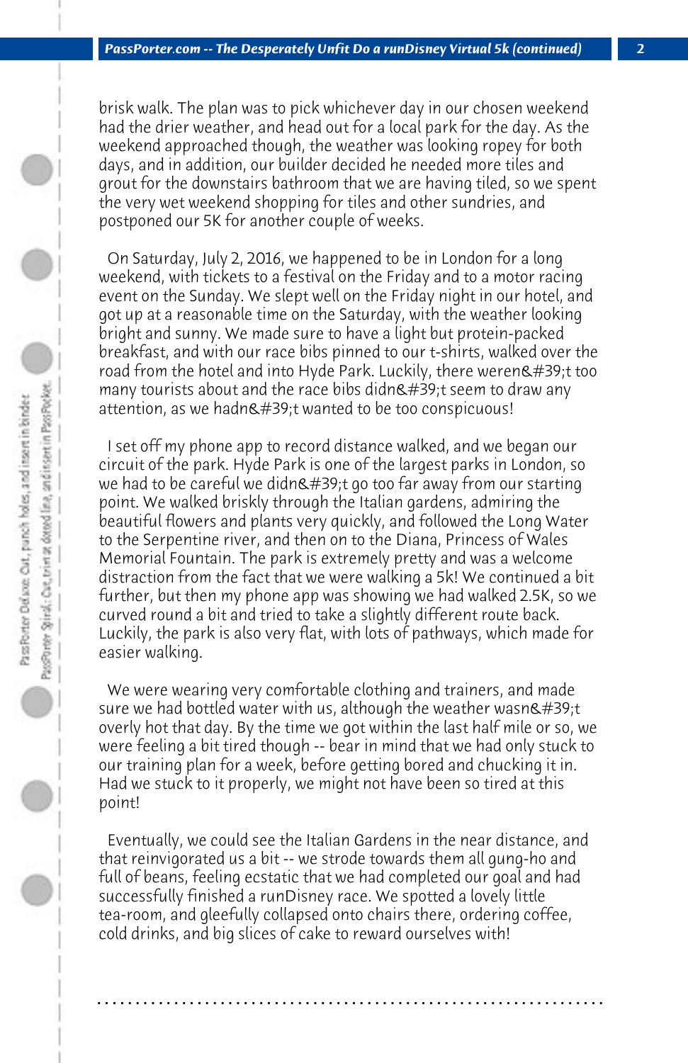brisk walk. The plan was to pick whichever day in our chosen weekend had the drier weather, and head out for a local park for the day. As the weekend approached though, the weather was looking ropey for both days, and in addition, our builder decided he needed more tiles and grout for the downstairs bathroom that we are having tiled, so we spent the very wet weekend shopping for tiles and other sundries, and postponed our 5K for another couple of weeks.

On Saturday, July 2, 2016, we happened to be in London for a long weekend, with tickets to a festival on the Friday and to a motor racing event on the Sunday. We slept well on the Friday night in our hotel, and got up at a reasonable time on the Saturday, with the weather looking bright and sunny. We made sure to have a light but protein-packed breakfast, and with our race bibs pinned to our t-shirts, walked over the road from the hotel and into Hyde Park. Luckily, there weren&#39;t too many tourists about and the race bibs didn&#39;t seem to draw any attention, as we hadn&#39;t wanted to be too conspicuous!

I set off my phone app to record distance walked, and we began our circuit of the park. Hyde Park is one of the largest parks in London, so we had to be careful we didn&#39;t go too far away from our starting point. We walked briskly through the Italian gardens, admiring the beautiful flowers and plants very quickly, and followed the Long Water to the Serpentine river, and then on to the Diana, Princess of Wales Memorial Fountain. The park is extremely pretty and was a welcome distraction from the fact that we were walking a 5k! We continued a bit further, but then my phone app was showing we had walked 2.5K, so we curved round a bit and tried to take a slightly different route back. Luckily, the park is also very flat, with lots of pathways, which made for easier walking.

We were wearing very comfortable clothing and trainers, and made sure we had bottled water with us, although the weather wasn&#39;t overly hot that day. By the time we got within the last half mile or so, we were feeling a bit tired though -- bear in mind that we had only stuck to our training plan for a week, before getting bored and chucking it in. Had we stuck to it properly, we might not have been so tired at this point!

Eventually, we could see the Italian Gardens in the near distance, and that reinvigorated us a bit -- we strode towards them all gung-ho and full of beans, feeling ecstatic that we had completed our goal and had successfully finished a runDisney race. We spotted a lovely little tea-room, and gleefully collapsed onto chairs there, ordering coffee, cold drinks, and big slices of cake to reward ourselves with!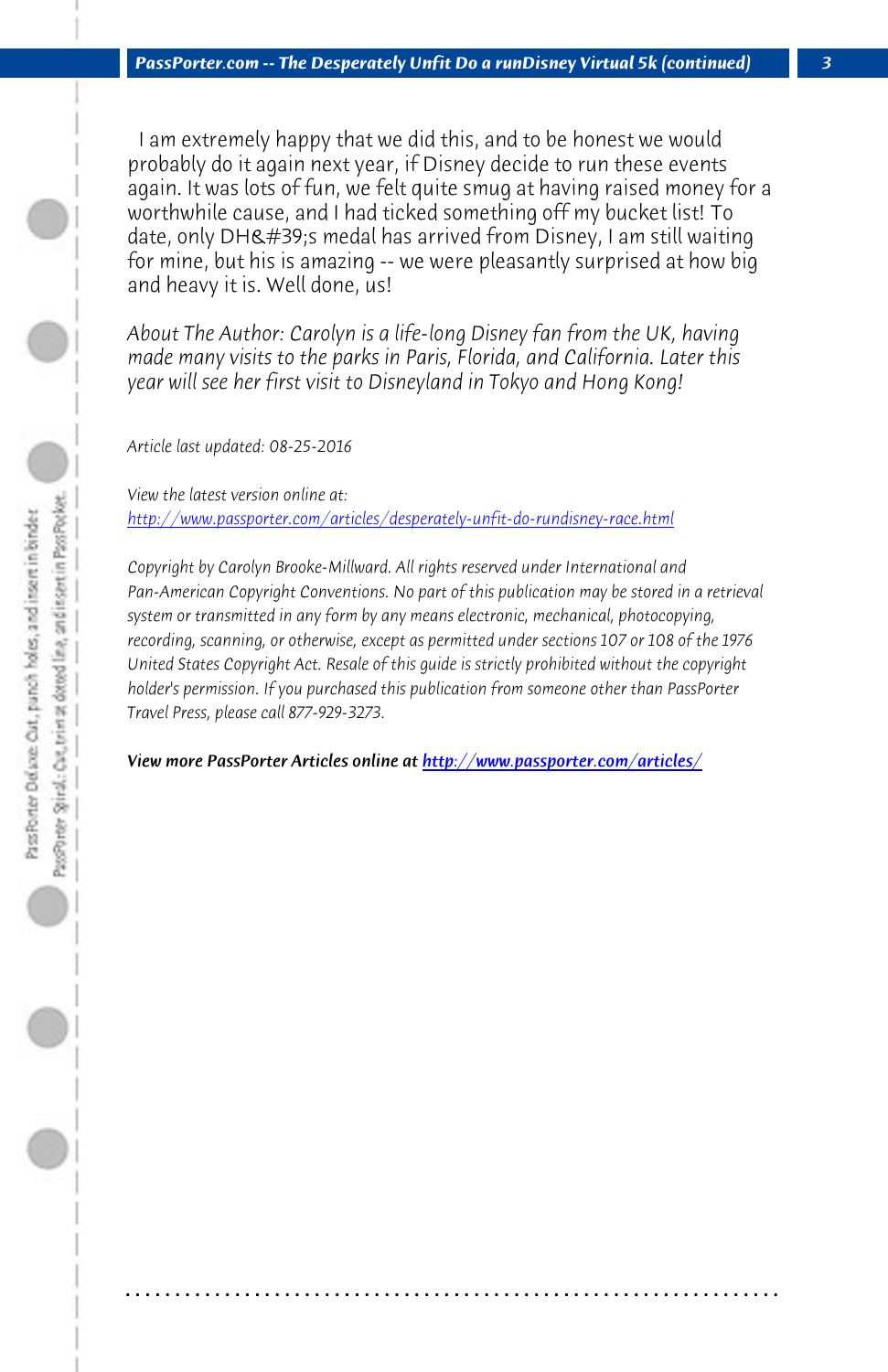I am extremely happy that we did this, and to be honest we would probably do it again next year, if Disney decide to run these events again. It was lots of fun, we felt quite smug at having raised money for a worthwhile cause, and I had ticked something off my bucket list! To date, only DH&#39;s medal has arrived from Disney, I am still waiting for mine, but his is amazing -- we were pleasantly surprised at how big and heavy it is. Well done, us!

*About The Author: Carolyn is a life-long Disney fan from the UK, having made many visits to the parks in Paris, Florida, and California. Later this year will see her first visit to Disneyland in Tokyo and Hong Kong!*

*Article last updated: 08-25-2016*

*View the latest version online at:*
*http://www.passporter.com/articles/desperately-unfit-do-rundisney-race.html*

*Copyright by Carolyn Brooke-Millward. All rights reserved under International and Pan-American Copyright Conventions. No part of this publication may be stored in a retrieval system or transmitted in any form by any means electronic, mechanical, photocopying, recording, scanning, or otherwise, except as permitted under sections 107 or 108 of the 1976 United States Copyright Act. Resale of this guide is strictly prohibited without the copyright holder's permission. If you purchased this publication from someone other than PassPorter Travel Press, please call 877-929-3273.*

***View more PassPorter Articles online at http://www.passporter.com/articles/***